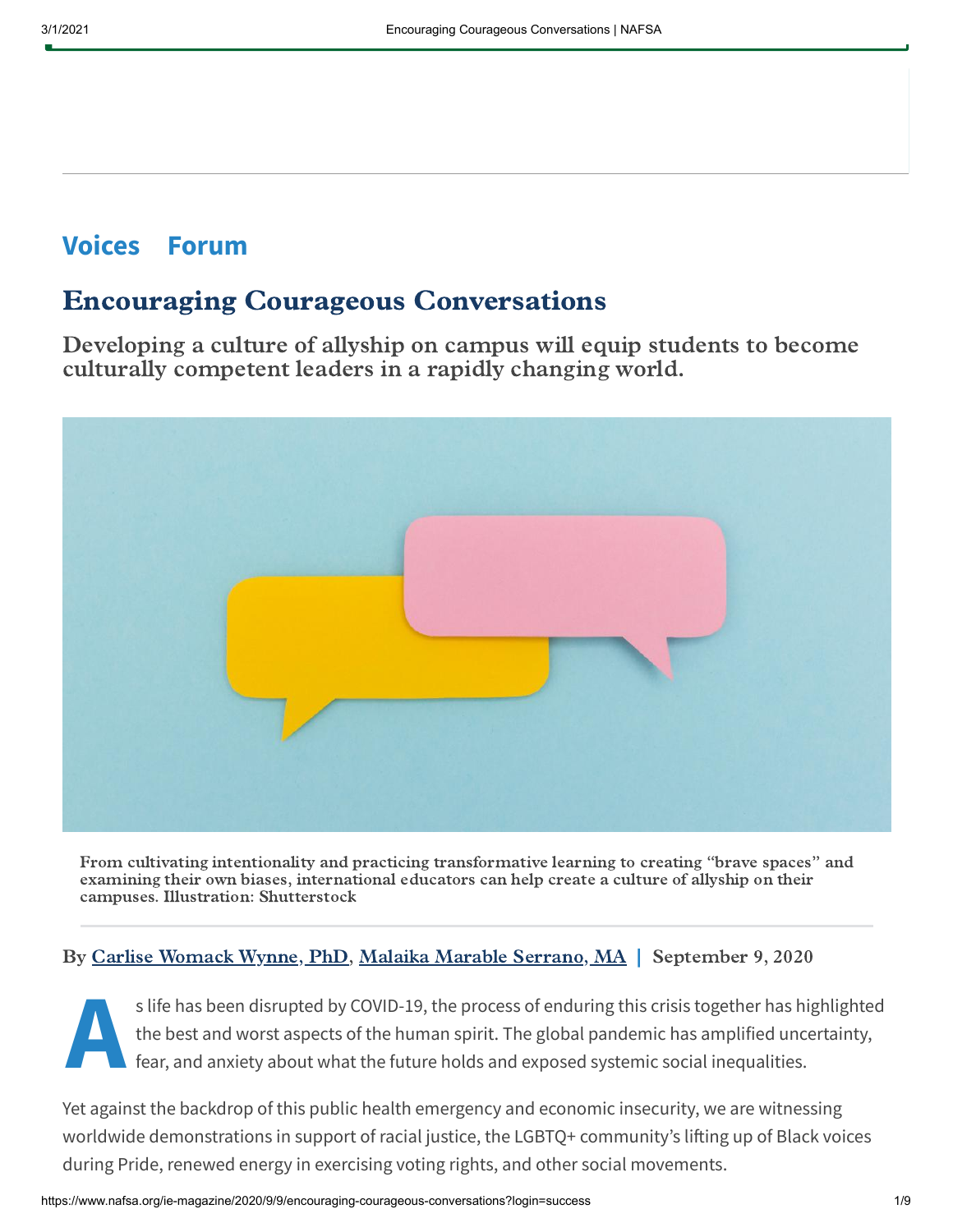Voices Forum

# Encouraging Courageous Conversations

## Developing a culture of allyship on campus will equip students to become culturally competent leaders in a rapidly changing world.

From cultivating intentionality and practicing transformative learning to creating "brave spaces" and examining their own biases, international educators can help create a culture of allyship on their campuses. Illustration: Shutterstock

By Carlise Womack Wynne, PhD, Malaika Marable Serrano, MA | September 9, 2020

As life has been disrupted by COVID-19, the process of enduring this crisis together has highlighted the best and worst aspects of the human spirit. The global pandemic has amplified uncertainty, fear, and anxiety about what the future holds and exposed systemic social inequalities.

Yet against the backdrop of this public health emergency and economic insecurity, we are witnessing worldwide demonstrations in support of racial justice, the LGBTQ+ community's lifting up of Black voices during Pride, renewed energy in exercising voting rights, and other social movements.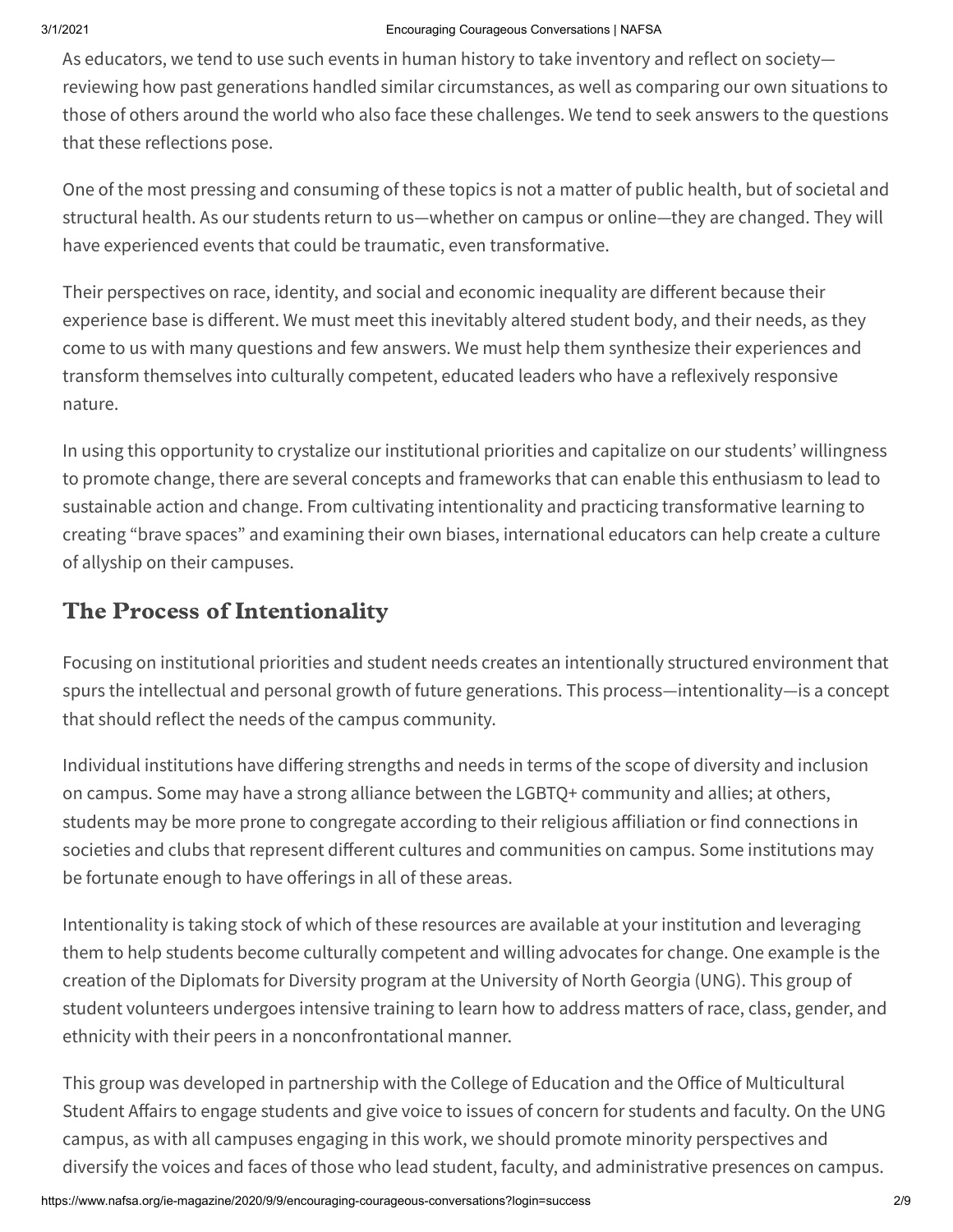As educators, we tend to use such events in human history to take inventory and reflect on society—reviewing how past generations handled similar circumstances, as well as comparing our own situations to those of others around the world who also face these challenges. We tend to seek answers to the questions that these reflections pose.

One of the most pressing and consuming of these topics is not a matter of public health, but of societal and structural health. As our students return to us—whether on campus or online—they are changed. They will have experienced events that could be traumatic, even transformative.

Their perspectives on race, identity, and social and economic inequality are different because their experience base is different. We must meet this inevitably altered student body, and their needs, as they come to us with many questions and few answers. We must help them synthesize their experiences and transform themselves into culturally competent, educated leaders who have a reflexively responsive nature.

In using this opportunity to crystalize our institutional priorities and capitalize on our students' willingness to promote change, there are several concepts and frameworks that can enable this enthusiasm to lead to sustainable action and change. From cultivating intentionality and practicing transformative learning to creating "brave spaces" and examining their own biases, international educators can help create a culture of allyship on their campuses.

## The Process of Intentionality

Focusing on institutional priorities and student needs creates an intentionally structured environment that spurs the intellectual and personal growth of future generations. This process—intentionality—is a concept that should reflect the needs of the campus community.

Individual institutions have differing strengths and needs in terms of the scope of diversity and inclusion on campus. Some may have a strong alliance between the LGBTQ+ community and allies; at others, students may be more prone to congregate according to their religious affiliation or find connections in societies and clubs that represent different cultures and communities on campus. Some institutions may be fortunate enough to have offerings in all of these areas.

Intentionality is taking stock of which of these resources are available at your institution and leveraging them to help students become culturally competent and willing advocates for change. One example is the creation of the Diplomats for Diversity program at the University of North Georgia (UNG). This group of student volunteers undergoes intensive training to learn how to address matters of race, class, gender, and ethnicity with their peers in a nonconfrontational manner.

This group was developed in partnership with the College of Education and the Office of Multicultural Student Affairs to engage students and give voice to issues of concern for students and faculty. On the UNG campus, as with all campuses engaging in this work, we should promote minority perspectives and diversify the voices and faces of those who lead student, faculty, and administrative presences on campus.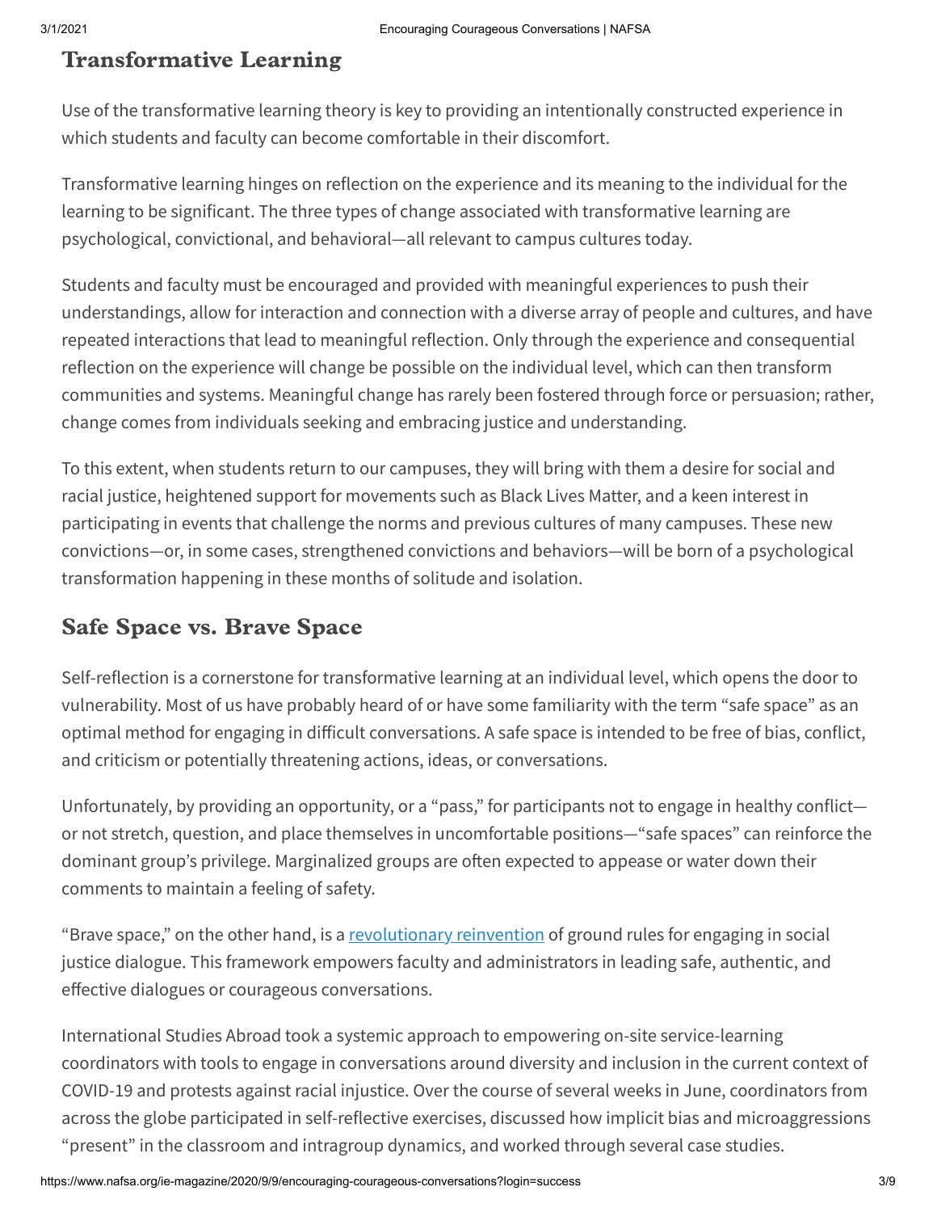## Transformative Learning

Use of the transformative learning theory is key to providing an intentionally constructed experience in which students and faculty can become comfortable in their discomfort.

Transformative learning hinges on reflection on the experience and its meaning to the individual for the learning to be significant. The three types of change associated with transformative learning are psychological, convictional, and behavioral—all relevant to campus cultures today.

Students and faculty must be encouraged and provided with meaningful experiences to push their understandings, allow for interaction and connection with a diverse array of people and cultures, and have repeated interactions that lead to meaningful reflection. Only through the experience and consequential reflection on the experience will change be possible on the individual level, which can then transform communities and systems. Meaningful change has rarely been fostered through force or persuasion; rather, change comes from individuals seeking and embracing justice and understanding.

To this extent, when students return to our campuses, they will bring with them a desire for social and racial justice, heightened support for movements such as Black Lives Matter, and a keen interest in participating in events that challenge the norms and previous cultures of many campuses. These new convictions—or, in some cases, strengthened convictions and behaviors—will be born of a psychological transformation happening in these months of solitude and isolation.

## Safe Space vs. Brave Space

Self-reflection is a cornerstone for transformative learning at an individual level, which opens the door to vulnerability. Most of us have probably heard of or have some familiarity with the term "safe space" as an optimal method for engaging in difficult conversations. A safe space is intended to be free of bias, conflict, and criticism or potentially threatening actions, ideas, or conversations.

Unfortunately, by providing an opportunity, or a "pass," for participants not to engage in healthy conflict—or not stretch, question, and place themselves in uncomfortable positions—"safe spaces" can reinforce the dominant group's privilege. Marginalized groups are often expected to appease or water down their comments to maintain a feeling of safety.

"Brave space," on the other hand, is a revolutionary reinvention of ground rules for engaging in social justice dialogue. This framework empowers faculty and administrators in leading safe, authentic, and effective dialogues or courageous conversations.

International Studies Abroad took a systemic approach to empowering on-site service-learning coordinators with tools to engage in conversations around diversity and inclusion in the current context of COVID-19 and protests against racial injustice. Over the course of several weeks in June, coordinators from across the globe participated in self-reflective exercises, discussed how implicit bias and microaggressions "present" in the classroom and intragroup dynamics, and worked through several case studies.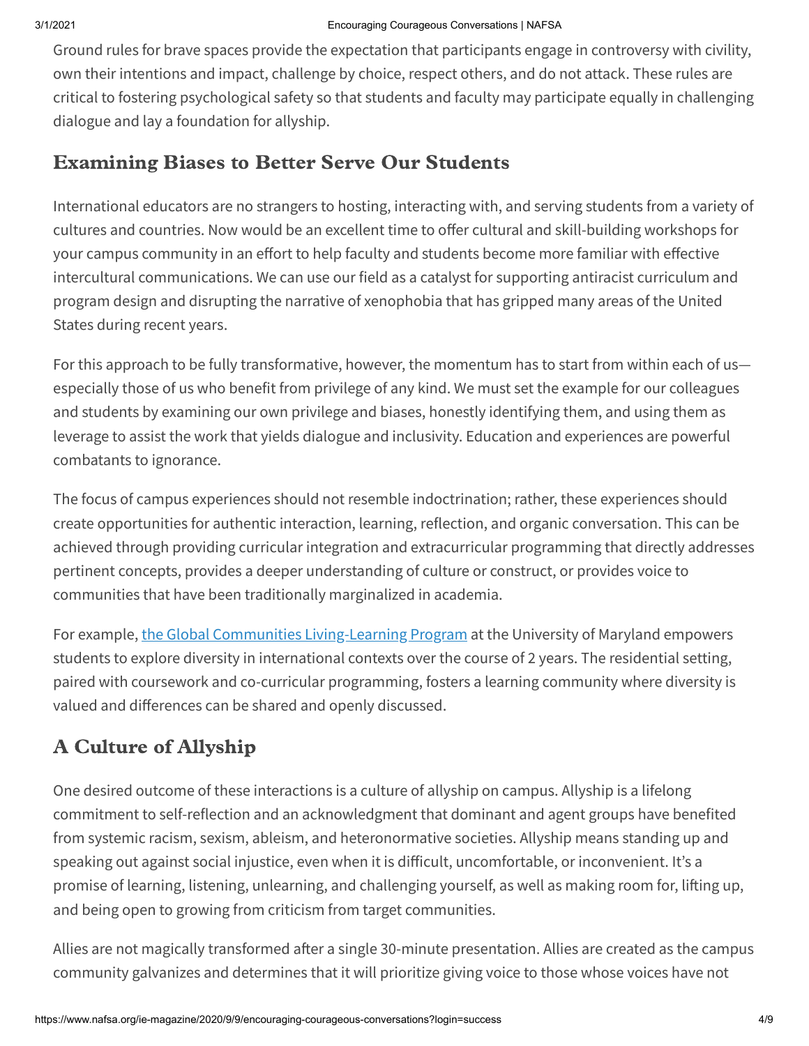Ground rules for brave spaces provide the expectation that participants engage in controversy with civility, own their intentions and impact, challenge by choice, respect others, and do not attack. These rules are critical to fostering psychological safety so that students and faculty may participate equally in challenging dialogue and lay a foundation for allyship.

## Examining Biases to Better Serve Our Students

International educators are no strangers to hosting, interacting with, and serving students from a variety of cultures and countries. Now would be an excellent time to offer cultural and skill-building workshops for your campus community in an effort to help faculty and students become more familiar with effective intercultural communications. We can use our field as a catalyst for supporting antiracist curriculum and program design and disrupting the narrative of xenophobia that has gripped many areas of the United States during recent years.

For this approach to be fully transformative, however, the momentum has to start from within each of us—especially those of us who benefit from privilege of any kind. We must set the example for our colleagues and students by examining our own privilege and biases, honestly identifying them, and using them as leverage to assist the work that yields dialogue and inclusivity. Education and experiences are powerful combatants to ignorance.

The focus of campus experiences should not resemble indoctrination; rather, these experiences should create opportunities for authentic interaction, learning, reflection, and organic conversation. This can be achieved through providing curricular integration and extracurricular programming that directly addresses pertinent concepts, provides a deeper understanding of culture or construct, or provides voice to communities that have been traditionally marginalized in academia.

For example, the Global Communities Living-Learning Program at the University of Maryland empowers students to explore diversity in international contexts over the course of 2 years. The residential setting, paired with coursework and co-curricular programming, fosters a learning community where diversity is valued and differences can be shared and openly discussed.

## A Culture of Allyship

One desired outcome of these interactions is a culture of allyship on campus. Allyship is a lifelong commitment to self-reflection and an acknowledgment that dominant and agent groups have benefited from systemic racism, sexism, ableism, and heteronormative societies. Allyship means standing up and speaking out against social injustice, even when it is difficult, uncomfortable, or inconvenient. It's a promise of learning, listening, unlearning, and challenging yourself, as well as making room for, lifting up, and being open to growing from criticism from target communities.

Allies are not magically transformed after a single 30-minute presentation. Allies are created as the campus community galvanizes and determines that it will prioritize giving voice to those whose voices have not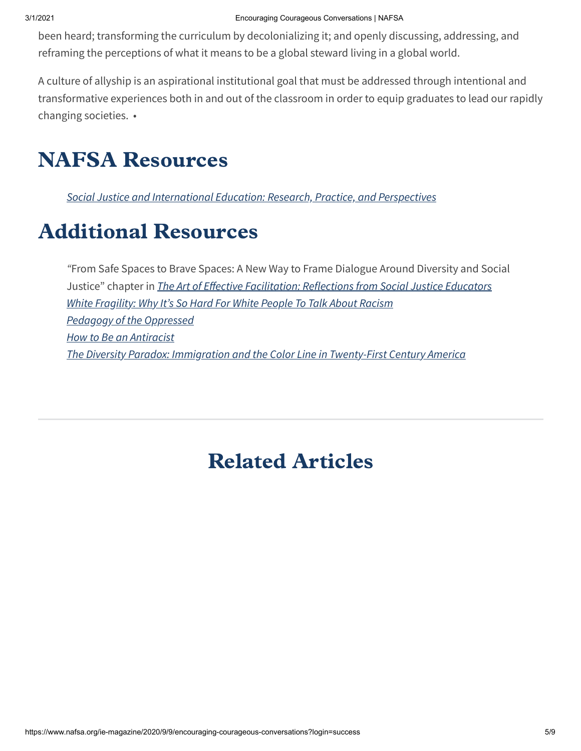been heard; transforming the curriculum by decolonializing it; and openly discussing, addressing, and reframing the perceptions of what it means to be a global steward living in a global world.

A culture of allyship is an aspirational institutional goal that must be addressed through intentional and transformative experiences both in and out of the classroom in order to equip graduates to lead our rapidly changing societies. •

# NAFSA Resources

*Social Justice and International Education: Research, Practice, and Perspectives*

# Additional Resources

"From Safe Spaces to Brave Spaces: A New Way to Frame Dialogue Around Diversity and Social Justice" chapter in *The Art of Effective Facilitation: Reflections from Social Justice Educators*
*White Fragility: Why It's So Hard For White People To Talk About Racism*
*Pedagogy of the Oppressed*
*How to Be an Antiracist*
*The Diversity Paradox: Immigration and the Color Line in Twenty-First Century America*

---

## Related Articles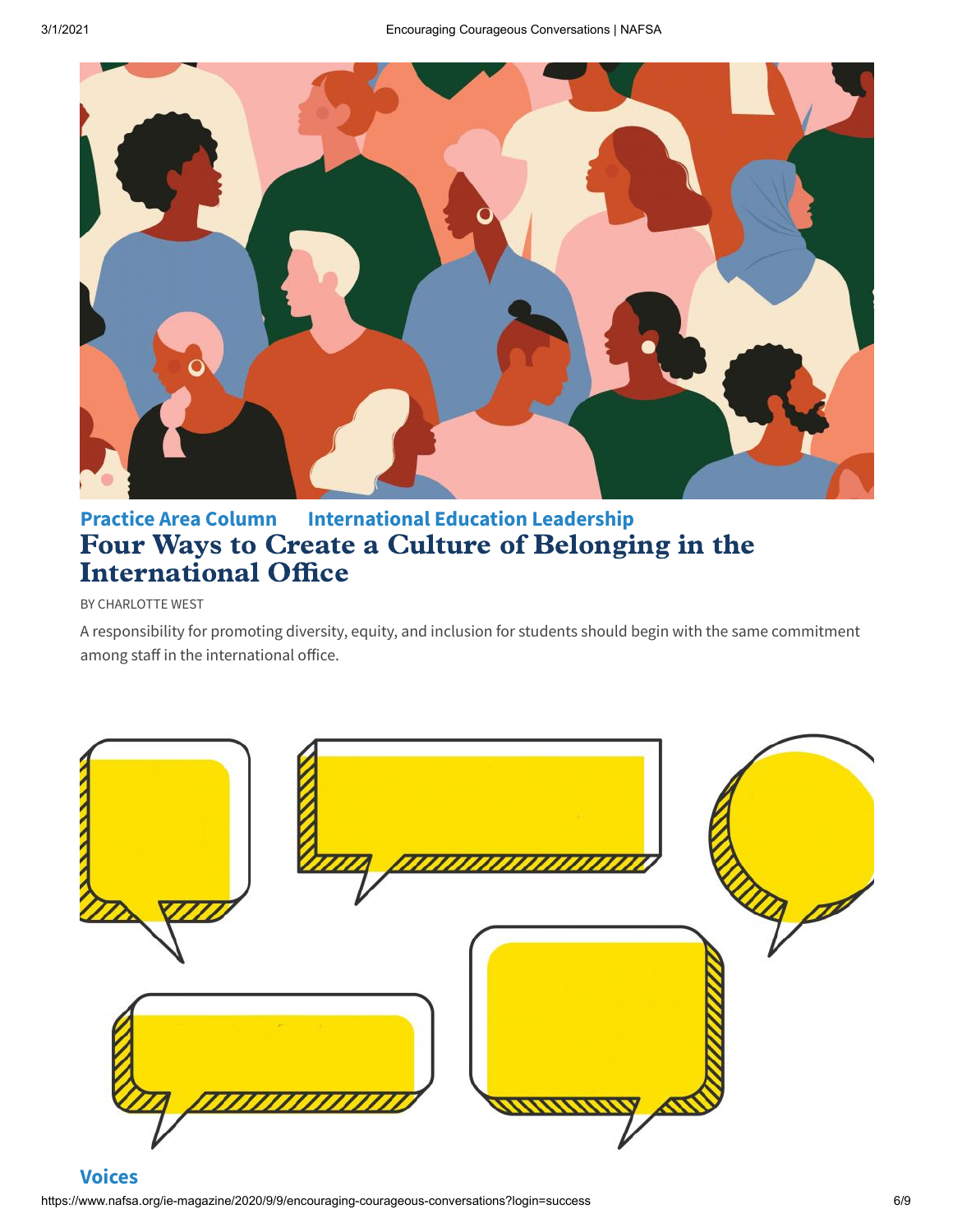Practice Area Column International Education Leadership

## Four Ways to Create a Culture of Belonging in the International Office

BY CHARLOTTE WEST

A responsibility for promoting diversity, equity, and inclusion for students should begin with the same commitment among staff in the international office.

Voices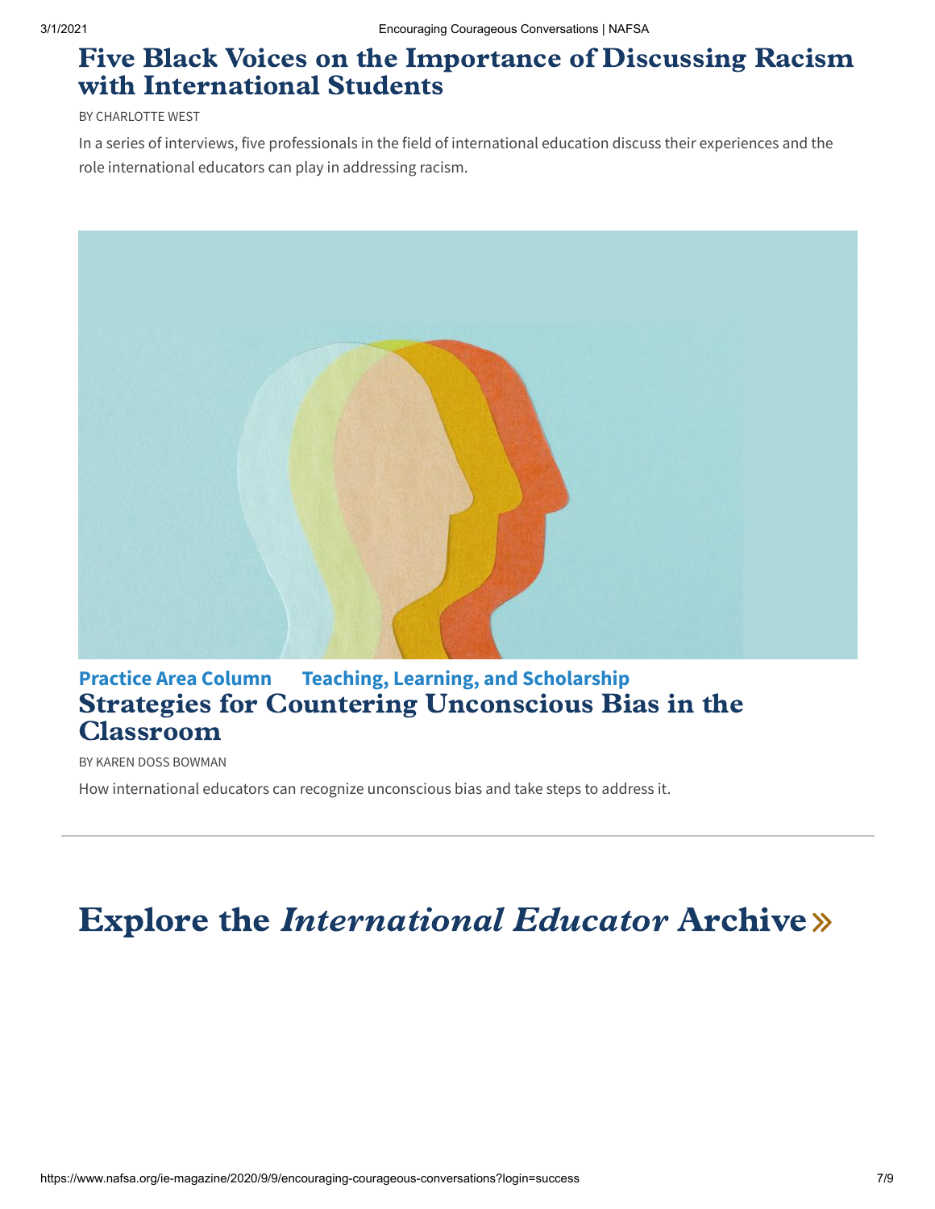## Five Black Voices on the Importance of Discussing Racism with International Students

BY CHARLOTTE WEST

In a series of interviews, five professionals in the field of international education discuss their experiences and the role international educators can play in addressing racism.

**Practice Area Column** **Teaching, Learning, and Scholarship**

## Strategies for Countering Unconscious Bias in the Classroom

BY KAREN DOSS BOWMAN

How international educators can recognize unconscious bias and take steps to address it.

---

# Explore the *International Educator* Archive »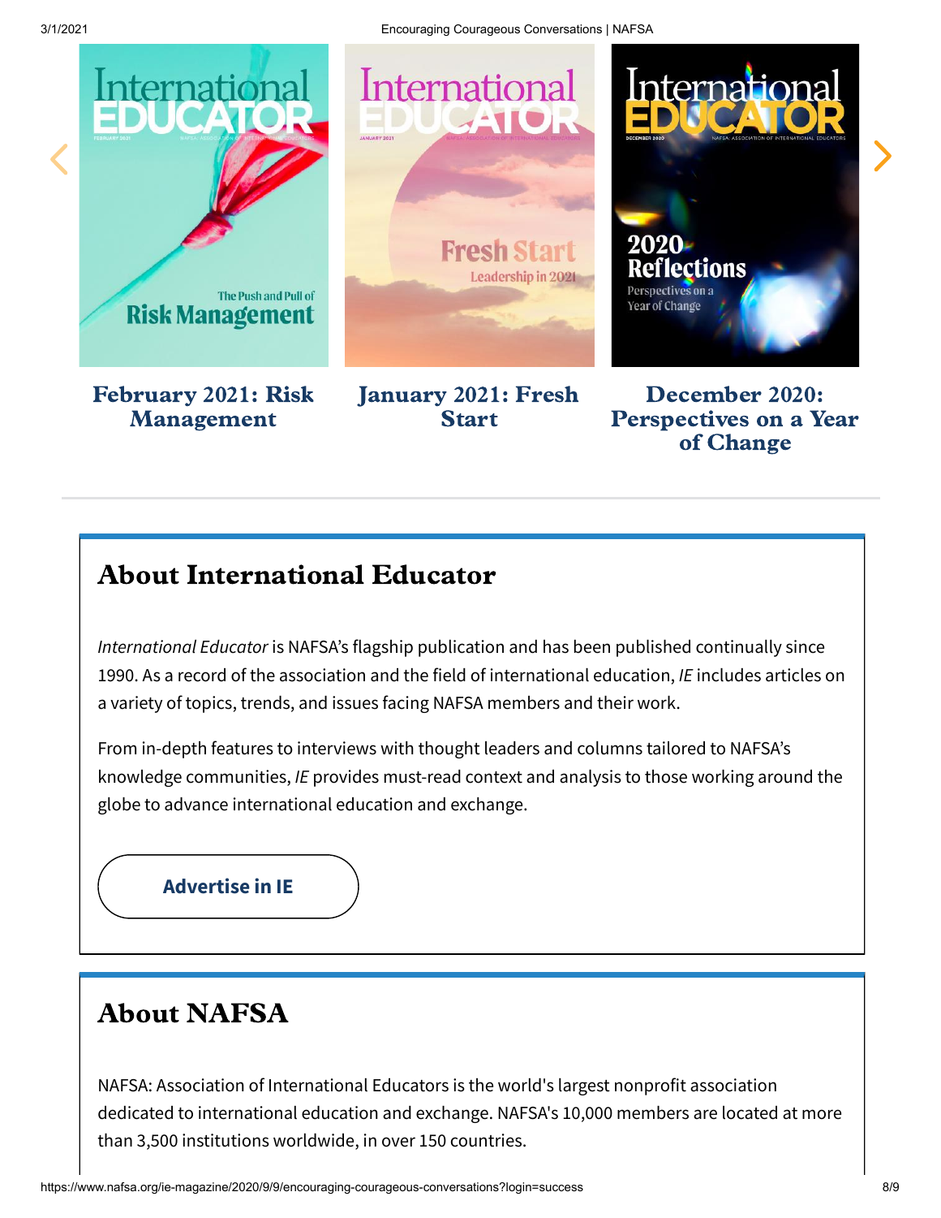**February 2021: Risk Management**

**January 2021: Fresh Start**

**December 2020: Perspectives on a Year of Change**

---

## About International Educator

*International Educator* is NAFSA's flagship publication and has been published continually since 1990. As a record of the association and the field of international education, *IE* includes articles on a variety of topics, trends, and issues facing NAFSA members and their work.

From in-depth features to interviews with thought leaders and columns tailored to NAFSA's knowledge communities, *IE* provides must-read context and analysis to those working around the globe to advance international education and exchange.

**Advertise in IE**

## About NAFSA

NAFSA: Association of International Educators is the world's largest nonprofit association dedicated to international education and exchange. NAFSA's 10,000 members are located at more than 3,500 institutions worldwide, in over 150 countries.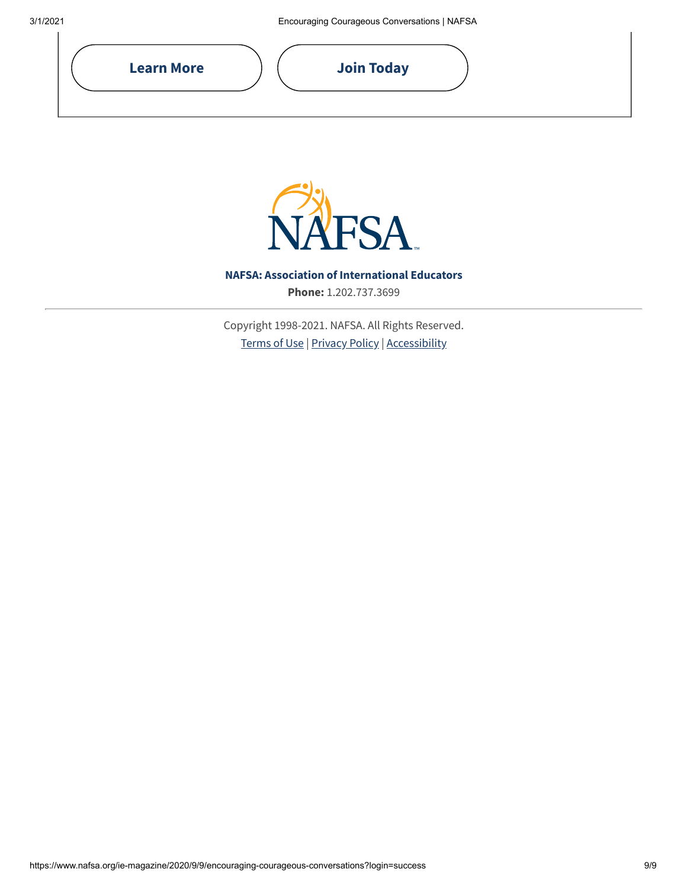Learn More

Join Today

NAFSA

**NAFSA: Association of International Educators**

**Phone:** 1.202.737.3699

---

Copyright 1998-2021. NAFSA. All Rights Reserved.

Terms of Use | Privacy Policy | Accessibility